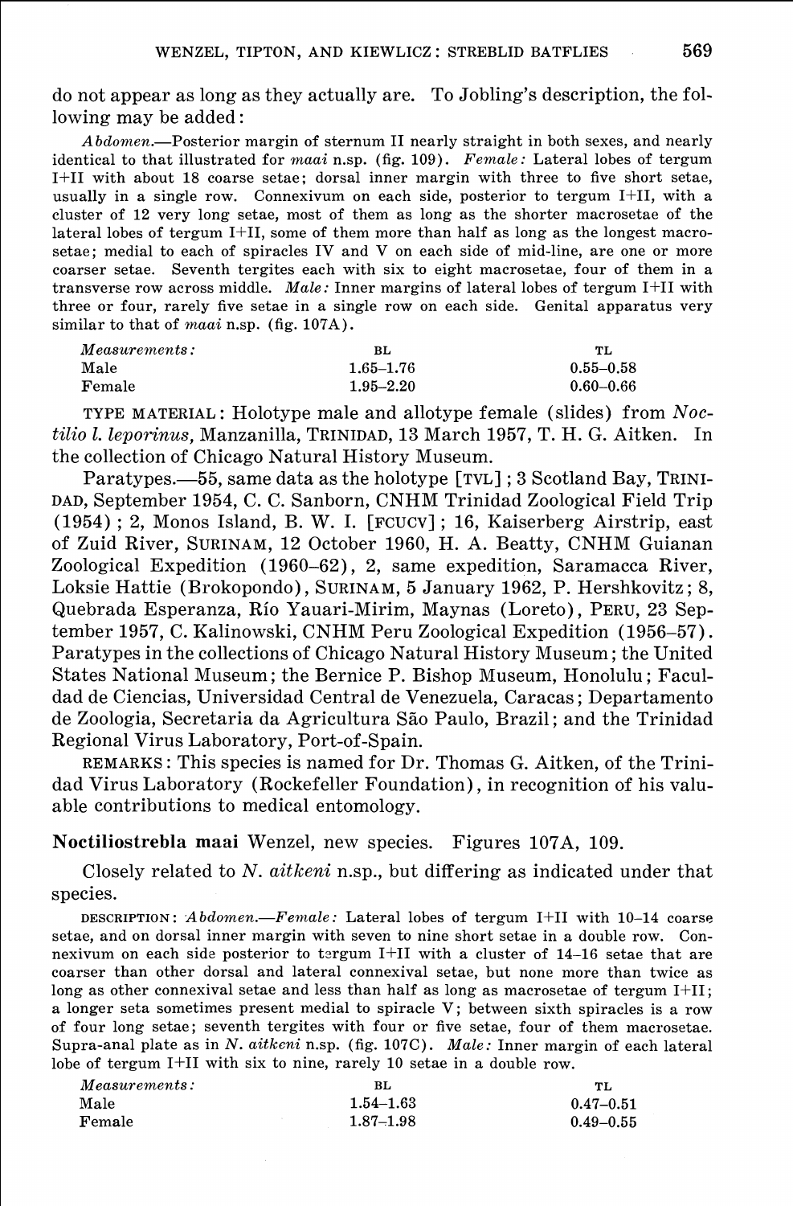do not appear as long as they actually are. To Jobling's description, the following may be added:

*Abdomen.*—Posterior margin of sternum II nearly straight in both sexes, and nearly identical to that illustrated for *maai* n.sp. (fig. 109). *Female:* Lateral lobes of tergum I+II with about 18 coarse setae; dorsal inner margin with three to five short setae, usually in a single row. Connexivum on each side, posterior to tergum I+II, with a cluster of 12 very long setae, most of them as long as the shorter macrosetae of the lateral lobes of tergum I+II, some of them more than half as long as the longest macrosetae; medial to each of spiracles IV and V on each side of mid-line, are one or more coarser setae. Seventh tergites each with six to eight macrosetae, four of them in a transverse row across middle. *Male:* Inner margins of lateral lobes of tergum I+II with three or four, rarely five setae in a single row on each side. Genital apparatus very similar to that of *maai* n.sp. (fig. 107A).

| *Measurements:* | BL | TL |
| --- | --- | --- |
| Male | 1.65–1.76 | 0.55–0.58 |
| Female | 1.95–2.20 | 0.60–0.66 |

TYPE MATERIAL: Holotype male and allotype female (slides) from *Noctilio l. leporinus,* Manzanilla, TRINIDAD, 13 March 1957, T. H. G. Aitken. In the collection of Chicago Natural History Museum.

Paratypes.—55, same data as the holotype [TVL]; 3 Scotland Bay, TRINIDAD, September 1954, C. C. Sanborn, CNHM Trinidad Zoological Field Trip (1954); 2, Monos Island, B. W. I. [FCUCV]; 16, Kaiserberg Airstrip, east of Zuid River, SURINAM, 12 October 1960, H. A. Beatty, CNHM Guianan Zoological Expedition (1960–62), 2, same expedition, Saramacca River, Loksie Hattie (Brokopondo), SURINAM, 5 January 1962, P. Hershkovitz; 8, Quebrada Esperanza, Río Yauari-Mirim, Maynas (Loreto), PERU, 23 September 1957, C. Kalinowski, CNHM Peru Zoological Expedition (1956–57). Paratypes in the collections of Chicago Natural History Museum; the United States National Museum; the Bernice P. Bishop Museum, Honolulu; Facultad de Ciencias, Universidad Central de Venezuela, Caracas; Departamento de Zoologia, Secretaria da Agricultura São Paulo, Brazil; and the Trinidad Regional Virus Laboratory, Port-of-Spain.

REMARKS: This species is named for Dr. Thomas G. Aitken, of the Trinidad Virus Laboratory (Rockefeller Foundation), in recognition of his valuable contributions to medical entomology.

**Noctiliostrebla maai** Wenzel, new species. Figures 107A, 109.

Closely related to *N. aitkeni* n.sp., but differing as indicated under that species.

DESCRIPTION: *Abdomen.*—*Female:* Lateral lobes of tergum I+II with 10–14 coarse setae, and on dorsal inner margin with seven to nine short setae in a double row. Connexivum on each side posterior to tergum I+II with a cluster of 14–16 setae that are coarser than other dorsal and lateral connexival setae, but none more than twice as long as other connexival setae and less than half as long as macrosetae of tergum I+II; a longer seta sometimes present medial to spiracle V; between sixth spiracles is a row of four long setae; seventh tergites with four or five setae, four of them macrosetae. Supra-anal plate as in *N. aitkeni* n.sp. (fig. 107C). *Male:* Inner margin of each lateral lobe of tergum I+II with six to nine, rarely 10 setae in a double row.

| *Measurements:* | BL | TL |
| --- | --- | --- |
| Male | 1.54–1.63 | 0.47–0.51 |
| Female | 1.87–1.98 | 0.49–0.55 |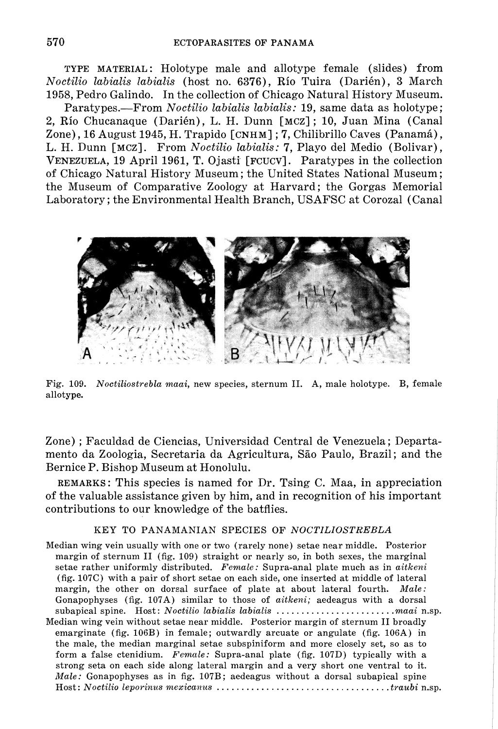TYPE MATERIAL: Holotype male and allotype female (slides) from *Noctilio labialis labialis* (host no. 6376), Río Tuira (Darién), 3 March 1958, Pedro Galindo. In the collection of Chicago Natural History Museum.

Paratypes.—From *Noctilio labialis labialis:* 19, same data as holotype; 2, Río Chucanaque (Darién), L. H. Dunn [MCZ]; 10, Juan Mina (Canal Zone), 16 August 1945, H. Trapido [CNHM]; 7, Chilibrillo Caves (Panamá), L. H. Dunn [MCZ]. From *Noctilio labialis:* 7, Playo del Medio (Bolivar), VENEZUELA, 19 April 1961, T. Ojasti [FCUCV]. Paratypes in the collection of Chicago Natural History Museum; the United States National Museum; the Museum of Comparative Zoology at Harvard; the Gorgas Memorial Laboratory; the Environmental Health Branch, USAFSC at Corozal (Canal Zone); Faculdad de Ciencias, Universidad Central de Venezuela; Departamento da Zoologia, Secretaria da Agricultura, São Paulo, Brazil; and the Bernice P. Bishop Museum at Honolulu.

Fig. 109. *Noctiliostrebla maai*, new species, sternum II. A, male holotype. B, female allotype.

REMARKS: This species is named for Dr. Tsing C. Maa, in appreciation of the valuable assistance given by him, and in recognition of his important contributions to our knowledge of the batflies.

### KEY TO PANAMANIAN SPECIES OF *NOCTILIOSTREBLA*

Median wing vein usually with one or two (rarely none) setae near middle. Posterior margin of sternum II (fig. 109) straight or nearly so, in both sexes, the marginal setae rather uniformly distributed. *Female:* Supra-anal plate much as in *aitkeni* (fig. 107C) with a pair of short setae on each side, one inserted at middle of lateral margin, the other on dorsal surface of plate at about lateral fourth. *Male:* Gonapophyses (fig. 107A) similar to those of *aitkeni;* aedeagus with a dorsal subapical spine. Host: *Noctilio labialis labialis* ........................ *maai* n.sp.

Median wing vein without setae near middle. Posterior margin of sternum II broadly emarginate (fig. 106B) in female; outwardly arcuate or angulate (fig. 106A) in the male, the median marginal setae subspiniform and more closely set, so as to form a false ctenidium. *Female:* Supra-anal plate (fig. 107D) typically with a strong seta on each side along lateral margin and a very short one ventral to it. *Male:* Gonapophyses as in fig. 107B; aedeagus without a dorsal subapical spine Host: *Noctilio leporinus mexicanus* .................................. *traubi* n.sp.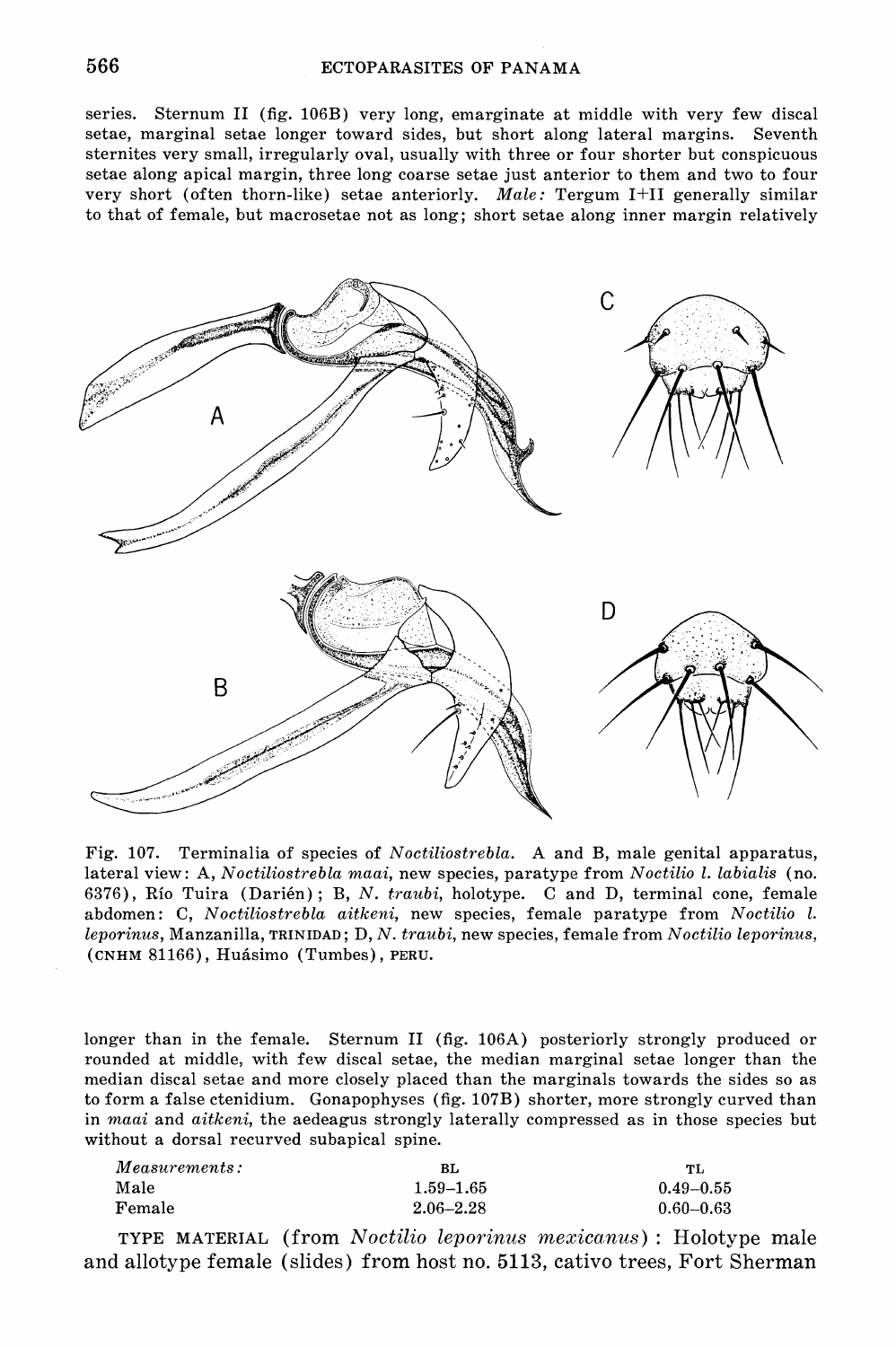series. Sternum II (fig. 106B) very long, emarginate at middle with very few discal setae, marginal setae longer toward sides, but short along lateral margins. Seventh sternites very small, irregularly oval, usually with three or four shorter but conspicuous setae along apical margin, three long coarse setae just anterior to them and two to four very short (often thorn-like) setae anteriorly. *Male:* Tergum I+II generally similar to that of female, but macrosetae not as long; short setae along inner margin relatively

A

B

C

D

Fig. 107. Terminalia of species of *Noctiliostrebla*. A and B, male genital apparatus, lateral view: A, *Noctiliostrebla maai*, new species, paratype from *Noctilio l. labialis* (no. 6376), Río Tuira (Darién); B, *N. traubi*, holotype. C and D, terminal cone, female abdomen: C, *Noctiliostrebla aitkeni*, new species, female paratype from *Noctilio l. leporinus*, Manzanilla, TRINIDAD; D, *N. traubi*, new species, female from *Noctilio leporinus*, (CNHM 81166), Huásimo (Tumbes), PERU.

longer than in the female. Sternum II (fig. 106A) posteriorly strongly produced or rounded at middle, with few discal setae, the median marginal setae longer than the median discal setae and more closely placed than the marginals towards the sides so as to form a false ctenidium. Gonapophyses (fig. 107B) shorter, more strongly curved than in *maai* and *aitkeni*, the aedeagus strongly laterally compressed as in those species but without a dorsal recurved subapical spine.

| *Measurements:* | BL | TL |
|---|---|---|
| Male | 1.59–1.65 | 0.49–0.55 |
| Female | 2.06–2.28 | 0.60–0.63 |

TYPE MATERIAL (from *Noctilio leporinus mexicanus*): Holotype male and allotype female (slides) from host no. 5113, cativo trees, Fort Sherman